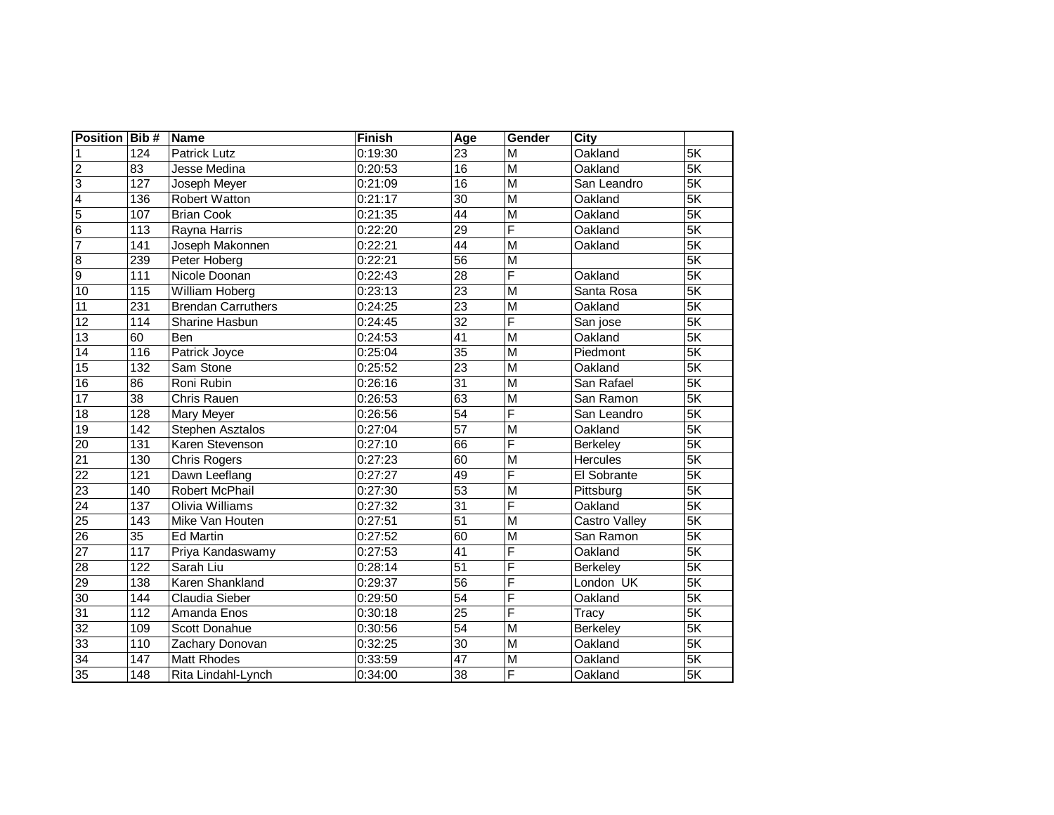| Position | Bib # | Name | Finish | Age | Gender | City | |
|---|---|---|---|---|---|---|---|
| 1 | 124 | Patrick Lutz | 0:19:30 | 23 | M | Oakland | 5K |
| 2 | 83 | Jesse Medina | 0:20:53 | 16 | M | Oakland | 5K |
| 3 | 127 | Joseph Meyer | 0:21:09 | 16 | M | San Leandro | 5K |
| 4 | 136 | Robert Watton | 0:21:17 | 30 | M | Oakland | 5K |
| 5 | 107 | Brian Cook | 0:21:35 | 44 | M | Oakland | 5K |
| 6 | 113 | Rayna Harris | 0:22:20 | 29 | F | Oakland | 5K |
| 7 | 141 | Joseph Makonnen | 0:22:21 | 44 | M | Oakland | 5K |
| 8 | 239 | Peter Hoberg | 0:22:21 | 56 | M | | 5K |
| 9 | 111 | Nicole Doonan | 0:22:43 | 28 | F | Oakland | 5K |
| 10 | 115 | William Hoberg | 0:23:13 | 23 | M | Santa Rosa | 5K |
| 11 | 231 | Brendan Carruthers | 0:24:25 | 23 | M | Oakland | 5K |
| 12 | 114 | Sharine Hasbun | 0:24:45 | 32 | F | San jose | 5K |
| 13 | 60 | Ben | 0:24:53 | 41 | M | Oakland | 5K |
| 14 | 116 | Patrick Joyce | 0:25:04 | 35 | M | Piedmont | 5K |
| 15 | 132 | Sam Stone | 0:25:52 | 23 | M | Oakland | 5K |
| 16 | 86 | Roni Rubin | 0:26:16 | 31 | M | San Rafael | 5K |
| 17 | 38 | Chris Rauen | 0:26:53 | 63 | M | San Ramon | 5K |
| 18 | 128 | Mary Meyer | 0:26:56 | 54 | F | San Leandro | 5K |
| 19 | 142 | Stephen Asztalos | 0:27:04 | 57 | M | Oakland | 5K |
| 20 | 131 | Karen Stevenson | 0:27:10 | 66 | F | Berkeley | 5K |
| 21 | 130 | Chris Rogers | 0:27:23 | 60 | M | Hercules | 5K |
| 22 | 121 | Dawn Leeflang | 0:27:27 | 49 | F | El Sobrante | 5K |
| 23 | 140 | Robert McPhail | 0:27:30 | 53 | M | Pittsburg | 5K |
| 24 | 137 | Olivia Williams | 0:27:32 | 31 | F | Oakland | 5K |
| 25 | 143 | Mike Van Houten | 0:27:51 | 51 | M | Castro Valley | 5K |
| 26 | 35 | Ed Martin | 0:27:52 | 60 | M | San Ramon | 5K |
| 27 | 117 | Priya Kandaswamy | 0:27:53 | 41 | F | Oakland | 5K |
| 28 | 122 | Sarah Liu | 0:28:14 | 51 | F | Berkeley | 5K |
| 29 | 138 | Karen Shankland | 0:29:37 | 56 | F | London UK | 5K |
| 30 | 144 | Claudia Sieber | 0:29:50 | 54 | F | Oakland | 5K |
| 31 | 112 | Amanda Enos | 0:30:18 | 25 | F | Tracy | 5K |
| 32 | 109 | Scott Donahue | 0:30:56 | 54 | M | Berkeley | 5K |
| 33 | 110 | Zachary Donovan | 0:32:25 | 30 | M | Oakland | 5K |
| 34 | 147 | Matt Rhodes | 0:33:59 | 47 | M | Oakland | 5K |
| 35 | 148 | Rita Lindahl-Lynch | 0:34:00 | 38 | F | Oakland | 5K |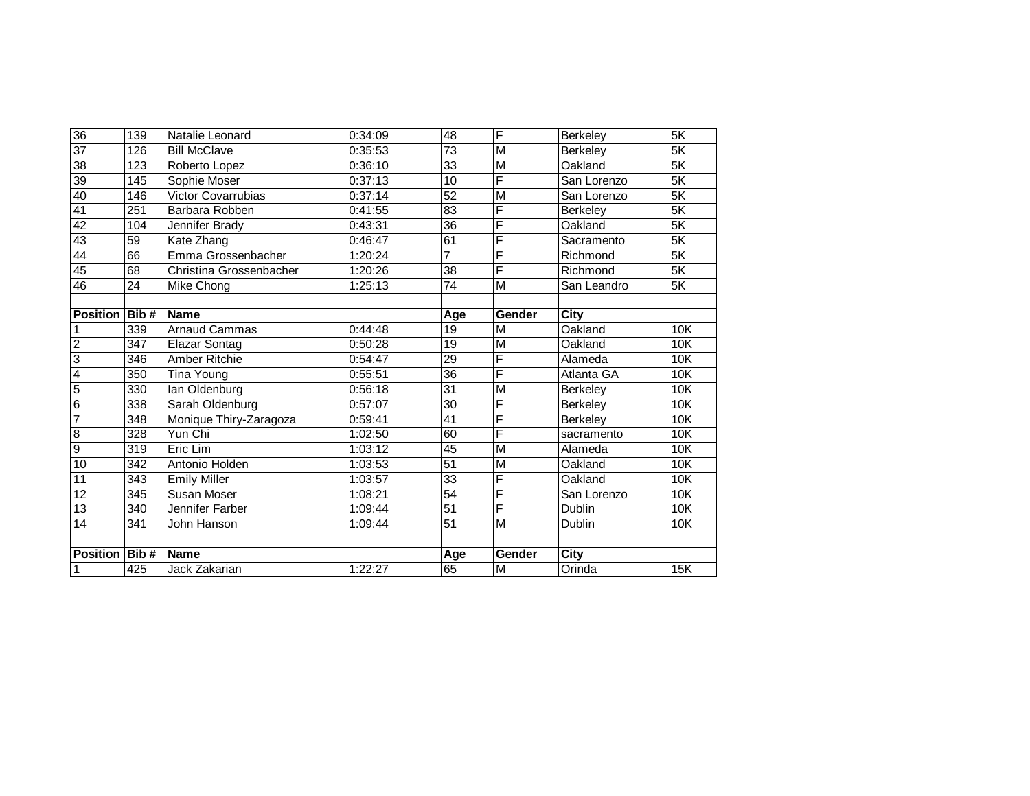| | | | | | | | |
|---|---|---|---|---|---|---|---|
| 36 | 139 | Natalie Leonard | 0:34:09 | 48 | F | Berkeley | 5K |
| 37 | 126 | Bill McClave | 0:35:53 | 73 | M | Berkeley | 5K |
| 38 | 123 | Roberto Lopez | 0:36:10 | 33 | M | Oakland | 5K |
| 39 | 145 | Sophie Moser | 0:37:13 | 10 | F | San Lorenzo | 5K |
| 40 | 146 | Victor Covarrubias | 0:37:14 | 52 | M | San Lorenzo | 5K |
| 41 | 251 | Barbara Robben | 0:41:55 | 83 | F | Berkeley | 5K |
| 42 | 104 | Jennifer Brady | 0:43:31 | 36 | F | Oakland | 5K |
| 43 | 59 | Kate Zhang | 0:46:47 | 61 | F | Sacramento | 5K |
| 44 | 66 | Emma Grossenbacher | 1:20:24 | 7 | F | Richmond | 5K |
| 45 | 68 | Christina Grossenbacher | 1:20:26 | 38 | F | Richmond | 5K |
| 46 | 24 | Mike Chong | 1:25:13 | 74 | M | San Leandro | 5K |
| | | | | | | | |
| **Position** | **Bib #** | **Name** | | **Age** | **Gender** | **City** | |
| 1 | 339 | Arnaud Cammas | 0:44:48 | 19 | M | Oakland | 10K |
| 2 | 347 | Elazar Sontag | 0:50:28 | 19 | M | Oakland | 10K |
| 3 | 346 | Amber Ritchie | 0:54:47 | 29 | F | Alameda | 10K |
| 4 | 350 | Tina Young | 0:55:51 | 36 | F | Atlanta GA | 10K |
| 5 | 330 | Ian Oldenburg | 0:56:18 | 31 | M | Berkeley | 10K |
| 6 | 338 | Sarah Oldenburg | 0:57:07 | 30 | F | Berkeley | 10K |
| 7 | 348 | Monique Thiry-Zaragoza | 0:59:41 | 41 | F | Berkeley | 10K |
| 8 | 328 | Yun Chi | 1:02:50 | 60 | F | sacramento | 10K |
| 9 | 319 | Eric Lim | 1:03:12 | 45 | M | Alameda | 10K |
| 10 | 342 | Antonio Holden | 1:03:53 | 51 | M | Oakland | 10K |
| 11 | 343 | Emily Miller | 1:03:57 | 33 | F | Oakland | 10K |
| 12 | 345 | Susan Moser | 1:08:21 | 54 | F | San Lorenzo | 10K |
| 13 | 340 | Jennifer Farber | 1:09:44 | 51 | F | Dublin | 10K |
| 14 | 341 | John Hanson | 1:09:44 | 51 | M | Dublin | 10K |
| | | | | | | | |
| **Position** | **Bib #** | **Name** | | **Age** | **Gender** | **City** | |
| 1 | 425 | Jack Zakarian | 1:22:27 | 65 | M | Orinda | 15K |